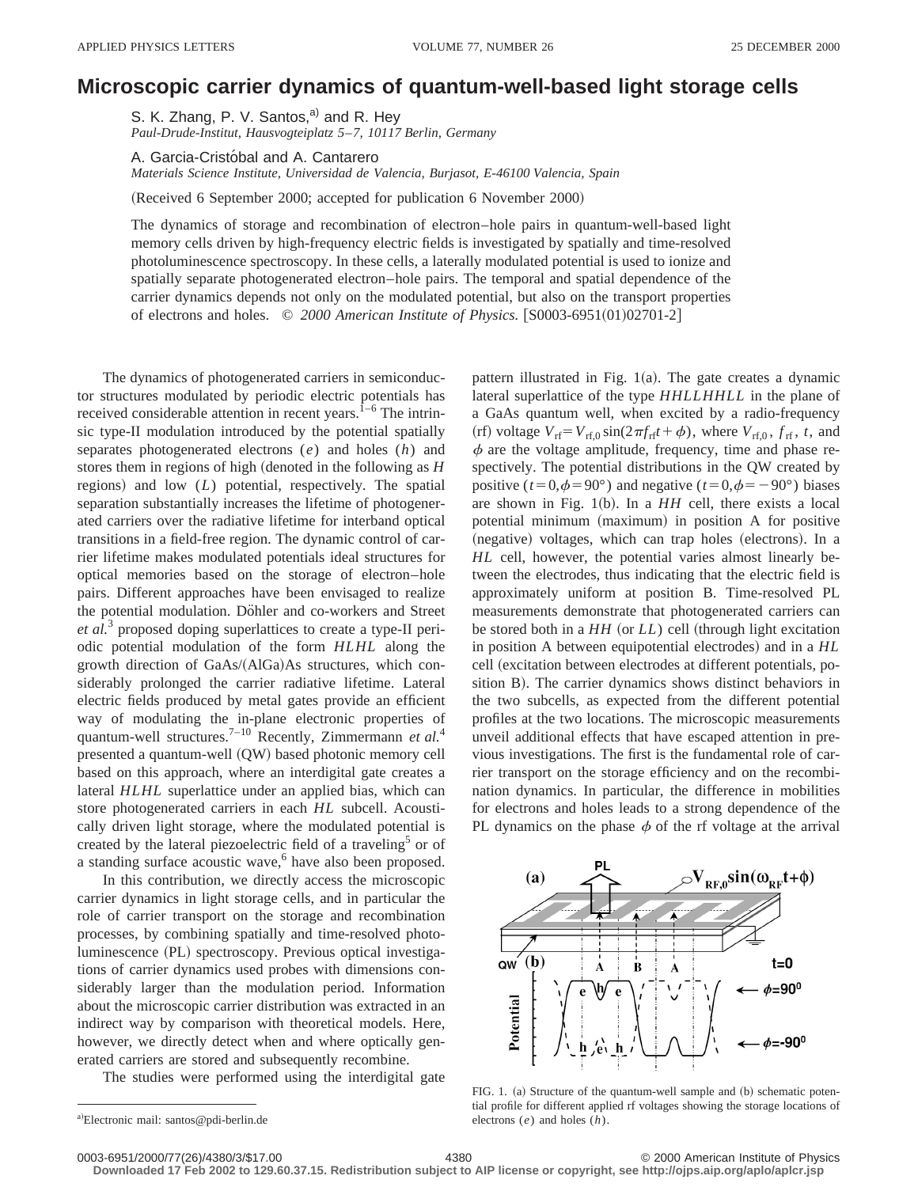# Microscopic carrier dynamics of quantum-well-based light storage cells

S. K. Zhang, P. V. Santos,[a] and R. Hey
*Paul-Drude-Institut, Hausvogteiplatz 5–7, 10117 Berlin, Germany*

A. Garcia-Cristóbal and A. Cantarero
*Materials Science Institute, Universidad de Valencia, Burjasot, E-46100 Valencia, Spain*

(Received 6 September 2000; accepted for publication 6 November 2000)

The dynamics of storage and recombination of electron–hole pairs in quantum-well-based light memory cells driven by high-frequency electric fields is investigated by spatially and time-resolved photoluminescence spectroscopy. In these cells, a laterally modulated potential is used to ionize and spatially separate photogenerated electron–hole pairs. The temporal and spatial dependence of the carrier dynamics depends not only on the modulated potential, but also on the transport properties of electrons and holes. © *2000 American Institute of Physics.* [S0003-6951(01)02701-2]

The dynamics of photogenerated carriers in semiconductor structures modulated by periodic electric potentials has received considerable attention in recent years.[1–6] The intrinsic type-II modulation introduced by the potential spatially separates photogenerated electrons ($e$) and holes ($h$) and stores them in regions of high (denoted in the following as $H$ regions) and low ($L$) potential, respectively. The spatial separation substantially increases the lifetime of photogenerated carriers over the radiative lifetime for interband optical transitions in a field-free region. The dynamic control of carrier lifetime makes modulated potentials ideal structures for optical memories based on the storage of electron–hole pairs. Different approaches have been envisaged to realize the potential modulation. Döhler and co-workers and Street *et al.*[3] proposed doping superlattices to create a type-II periodic potential modulation of the form *HLHL* along the growth direction of GaAs/(AlGa)As structures, which considerably prolonged the carrier radiative lifetime. Lateral electric fields produced by metal gates provide an efficient way of modulating the in-plane electronic properties of quantum-well structures.[7–10] Recently, Zimmermann *et al.*[4] presented a quantum-well (QW) based photonic memory cell based on this approach, where an interdigital gate creates a lateral *HLHL* superlattice under an applied bias, which can store photogenerated carriers in each *HL* subcell. Acoustically driven light storage, where the modulated potential is created by the lateral piezoelectric field of a traveling[5] or of a standing surface acoustic wave,[6] have also been proposed.

In this contribution, we directly access the microscopic carrier dynamics in light storage cells, and in particular the role of carrier transport on the storage and recombination processes, by combining spatially and time-resolved photoluminescence (PL) spectroscopy. Previous optical investigations of carrier dynamics used probes with dimensions considerably larger than the modulation period. Information about the microscopic carrier distribution was extracted in an indirect way by comparison with theoretical models. Here, however, we directly detect when and where optically generated carriers are stored and subsequently recombine.

The studies were performed using the interdigital gate pattern illustrated in Fig. 1(a). The gate creates a dynamic lateral superlattice of the type *HHLLHHLL* in the plane of a GaAs quantum well, when excited by a radio-frequency (rf) voltage $V_{\mathrm{rf}}=V_{\mathrm{rf},0}\sin(2\pi f_{\mathrm{rf}}t+\phi)$, where $V_{\mathrm{rf},0}$, $f_{\mathrm{rf}}$, $t$, and $\phi$ are the voltage amplitude, frequency, time and phase respectively. The potential distributions in the QW created by positive ($t=0,\phi=90°$) and negative ($t=0,\phi=-90°$) biases are shown in Fig. 1(b). In a *HH* cell, there exists a local potential minimum (maximum) in position A for positive (negative) voltages, which can trap holes (electrons). In a *HL* cell, however, the potential varies almost linearly between the electrodes, thus indicating that the electric field is approximately uniform at position B. Time-resolved PL measurements demonstrate that photogenerated carriers can be stored both in a *HH* (or *LL*) cell (through light excitation in position A between equipotential electrodes) and in a *HL* cell (excitation between electrodes at different potentials, position B). The carrier dynamics shows distinct behaviors in the two subcells, as expected from the different potential profiles at the two locations. The microscopic measurements unveil additional effects that have escaped attention in previous investigations. The first is the fundamental role of carrier transport on the storage efficiency and on the recombination dynamics. In particular, the difference in mobilities for electrons and holes leads to a strong dependence of the PL dynamics on the phase $\phi$ of the rf voltage at the arrival

(a) PL $V_{RF,0}\sin(\omega_{RF}t+\phi)$

QW (b) A B A t=0

Potential e h e $\phi=90^0$

h e h $\phi=-90^0$

FIG. 1. (a) Structure of the quantum-well sample and (b) schematic potential profile for different applied rf voltages showing the storage locations of electrons ($e$) and holes ($h$).

[a] Electronic mail: santos@pdi-berlin.de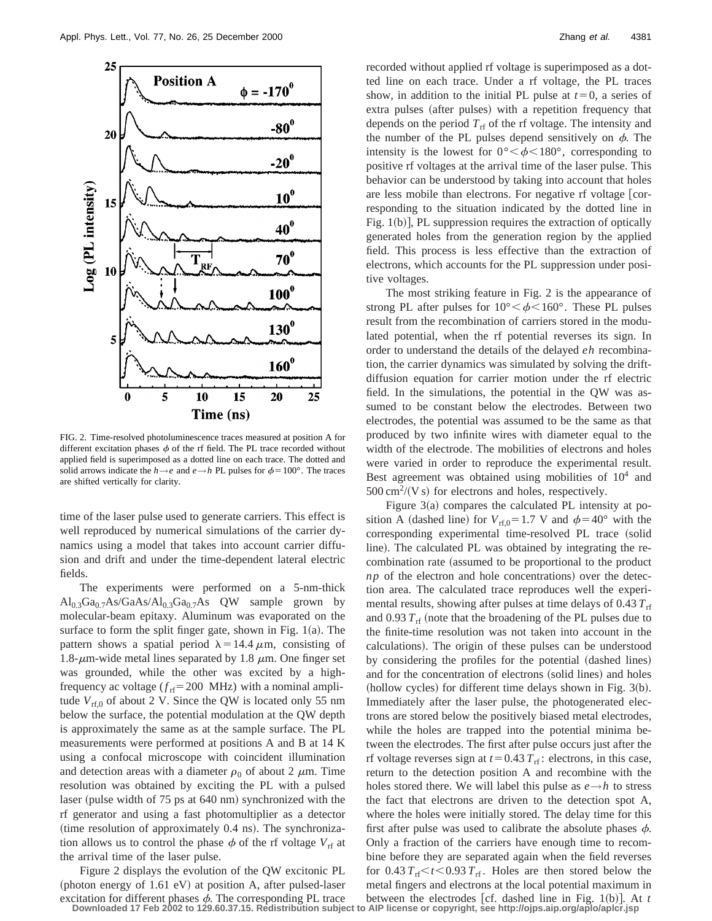Position A

$\phi = -170^0$

$-80^0$

$-20^0$

$10^0$

$40^0$

$70^0$

$100^0$

$130^0$

$160^0$

$T_{RF}$

Log (PL intensity)

25

20

15

10

5

0

5

10

15

20

25

Time (ns)

FIG. 2. Time-resolved photoluminescence traces measured at position A for different excitation phases $\phi$ of the rf field. The PL trace recorded without applied field is superimposed as a dotted line on each trace. The dotted and solid arrows indicate the $h \rightarrow e$ and $e \rightarrow h$ PL pulses for $\phi = 100°$. The traces are shifted vertically for clarity.

time of the laser pulse used to generate carriers. This effect is well reproduced by numerical simulations of the carrier dynamics using a model that takes into account carrier diffusion and drift and under the time-dependent lateral electric fields.

The experiments were performed on a 5-nm-thick $Al_{0.3}Ga_{0.7}As/GaAs/Al_{0.3}Ga_{0.7}As$ QW sample grown by molecular-beam epitaxy. Aluminum was evaporated on the surface to form the split finger gate, shown in Fig. 1(a). The pattern shows a spatial period $\lambda = 14.4\ \mu$m, consisting of 1.8-$\mu$m-wide metal lines separated by 1.8 $\mu$m. One finger set was grounded, while the other was excited by a high-frequency ac voltage ($f_{rf} = 200$ MHz) with a nominal amplitude $V_{rf,0}$ of about 2 V. Since the QW is located only 55 nm below the surface, the potential modulation at the QW depth is approximately the same as at the sample surface. The PL measurements were performed at positions A and B at 14 K using a confocal microscope with coincident illumination and detection areas with a diameter $\rho_0$ of about 2 $\mu$m. Time resolution was obtained by exciting the PL with a pulsed laser (pulse width of 75 ps at 640 nm) synchronized with the rf generator and using a fast photomultiplier as a detector (time resolution of approximately 0.4 ns). The synchronization allows us to control the phase $\phi$ of the rf voltage $V_{rf}$ at the arrival time of the laser pulse.

Figure 2 displays the evolution of the QW excitonic PL (photon energy of 1.61 eV) at position A, after pulsed-laser excitation for different phases $\phi$. The corresponding PL trace recorded without applied rf voltage is superimposed as a dotted line on each trace. Under a rf voltage, the PL traces show, in addition to the initial PL pulse at $t = 0$, a series of extra pulses (after pulses) with a repetition frequency that depends on the period $T_{rf}$ of the rf voltage. The intensity and the number of the PL pulses depend sensitively on $\phi$. The intensity is the lowest for $0° < \phi < 180°$, corresponding to positive rf voltages at the arrival time of the laser pulse. This behavior can be understood by taking into account that holes are less mobile than electrons. For negative rf voltage [corresponding to the situation indicated by the dotted line in Fig. 1(b)], PL suppression requires the extraction of optically generated holes from the generation region by the applied field. This process is less effective than the extraction of electrons, which accounts for the PL suppression under positive voltages.

The most striking feature in Fig. 2 is the appearance of strong PL after pulses for $10° < \phi < 160°$. These PL pulses result from the recombination of carriers stored in the modulated potential, when the rf potential reverses its sign. In order to understand the details of the delayed $eh$ recombination, the carrier dynamics was simulated by solving the drift-diffusion equation for carrier motion under the rf electric field. In the simulations, the potential in the QW was assumed to be constant below the electrodes. Between two electrodes, the potential was assumed to be the same as that produced by two infinite wires with diameter equal to the width of the electrode. The mobilities of electrons and holes were varied in order to reproduce the experimental result. Best agreement was obtained using mobilities of $10^4$ and $500\ \mathrm{cm^2/(V\,s)}$ for electrons and holes, respectively.

Figure 3(a) compares the calculated PL intensity at position A (dashed line) for $V_{rf,0} = 1.7$ V and $\phi = 40°$ with the corresponding experimental time-resolved PL trace (solid line). The calculated PL was obtained by integrating the recombination rate (assumed to be proportional to the product $np$ of the electron and hole concentrations) over the detection area. The calculated trace reproduces well the experimental results, showing after pulses at time delays of $0.43\,T_{rf}$ and $0.93\,T_{rf}$ (note that the broadening of the PL pulses due to the finite-time resolution was not taken into account in the calculations). The origin of these pulses can be understood by considering the profiles for the potential (dashed lines) and for the concentration of electrons (solid lines) and holes (hollow cycles) for different time delays shown in Fig. 3(b). Immediately after the laser pulse, the photogenerated electrons are stored below the positively biased metal electrodes, while the holes are trapped into the potential minima between the electrodes. The first after pulse occurs just after the rf voltage reverses sign at $t = 0.43\,T_{rf}$: electrons, in this case, return to the detection position A and recombine with the holes stored there. We will label this pulse as $e \rightarrow h$ to stress the fact that electrons are driven to the detection spot A, where the holes were initially stored. The delay time for this first after pulse was used to calibrate the absolute phases $\phi$. Only a fraction of the carriers have enough time to recombine before they are separated again when the field reverses for $0.43\,T_{rf} < t < 0.93\,T_{rf}$. Holes are then stored below the metal fingers and electrons at the local potential maximum in between the electrodes [cf. dashed line in Fig. 1(b)]. At $t$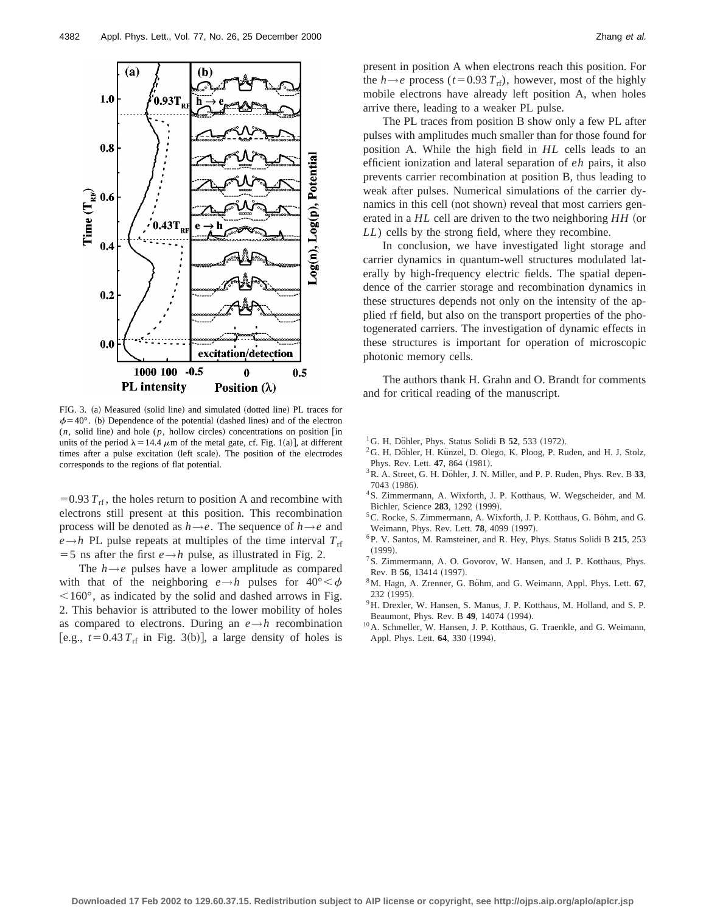(a)

(b)

0.93T$_{RF}$

$h \rightarrow e$

0.43T$_{RF}$

$e \rightarrow h$

1.0

0.8

0.6

0.4

0.2

0.0

Time (T$_{RF}$)

Log(n), Log(p), Potential

excitation/detection

1000 100

-0.5

0

0.5

PL intensity

Position ($\lambda$)

FIG. 3. (a) Measured (solid line) and simulated (dotted line) PL traces for $\phi = 40°$. (b) Dependence of the potential (dashed lines) and of the electron ($n$, solid line) and hole ($p$, hollow circles) concentrations on position [in units of the period $\lambda = 14.4\ \mu$m of the metal gate, cf. Fig. 1(a)], at different times after a pulse excitation (left scale). The position of the electrodes corresponds to the regions of flat potential.

$= 0.93\,T_{\mathrm{rf}}$, the holes return to position A and recombine with electrons still present at this position. This recombination process will be denoted as $h \rightarrow e$. The sequence of $h \rightarrow e$ and $e \rightarrow h$ PL pulse repeats at multiples of the time interval $T_{\mathrm{rf}} = 5$ ns after the first $e \rightarrow h$ pulse, as illustrated in Fig. 2.

The $h \rightarrow e$ pulses have a lower amplitude as compared with that of the neighboring $e \rightarrow h$ pulses for $40° < \phi < 160°$, as indicated by the solid and dashed arrows in Fig. 2. This behavior is attributed to the lower mobility of holes as compared to electrons. During an $e \rightarrow h$ recombination [e.g., $t = 0.43\,T_{\mathrm{rf}}$ in Fig. 3(b)], a large density of holes is present in position A when electrons reach this position. For the $h \rightarrow e$ process ($t = 0.93\,T_{\mathrm{rf}}$), however, most of the highly mobile electrons have already left position A, when holes arrive there, leading to a weaker PL pulse.

The PL traces from position B show only a few PL after pulses with amplitudes much smaller than for those found for position A. While the high field in *HL* cells leads to an efficient ionization and lateral separation of *eh* pairs, it also prevents carrier recombination at position B, thus leading to weak after pulses. Numerical simulations of the carrier dynamics in this cell (not shown) reveal that most carriers generated in a *HL* cell are driven to the two neighboring *HH* (or *LL*) cells by the strong field, where they recombine.

In conclusion, we have investigated light storage and carrier dynamics in quantum-well structures modulated laterally by high-frequency electric fields. The spatial dependence of the carrier storage and recombination dynamics in these structures depends not only on the intensity of the applied rf field, but also on the transport properties of the photogenerated carriers. The investigation of dynamic effects in these structures is important for operation of microscopic photonic memory cells.

The authors thank H. Grahn and O. Brandt for comments and for critical reading of the manuscript.

[1] G. H. Döhler, Phys. Status Solidi B **52**, 533 (1972).
[2] G. H. Döhler, H. Künzel, D. Olego, K. Ploog, P. Ruden, and H. J. Stolz, Phys. Rev. Lett. **47**, 864 (1981).
[3] R. A. Street, G. H. Döhler, J. N. Miller, and P. P. Ruden, Phys. Rev. B **33**, 7043 (1986).
[4] S. Zimmermann, A. Wixforth, J. P. Kotthaus, W. Wegscheider, and M. Bichler, Science **283**, 1292 (1999).
[5] C. Rocke, S. Zimmermann, A. Wixforth, J. P. Kotthaus, G. Böhm, and G. Weimann, Phys. Rev. Lett. **78**, 4099 (1997).
[6] P. V. Santos, M. Ramsteiner, and R. Hey, Phys. Status Solidi B **215**, 253 (1999).
[7] S. Zimmermann, A. O. Govorov, W. Hansen, and J. P. Kotthaus, Phys. Rev. B **56**, 13414 (1997).
[8] M. Hagn, A. Zrenner, G. Böhm, and G. Weimann, Appl. Phys. Lett. **67**, 232 (1995).
[9] H. Drexler, W. Hansen, S. Manus, J. P. Kotthaus, M. Holland, and S. P. Beaumont, Phys. Rev. B **49**, 14074 (1994).
[10] A. Schmeller, W. Hansen, J. P. Kotthaus, G. Traenkle, and G. Weimann, Appl. Phys. Lett. **64**, 330 (1994).